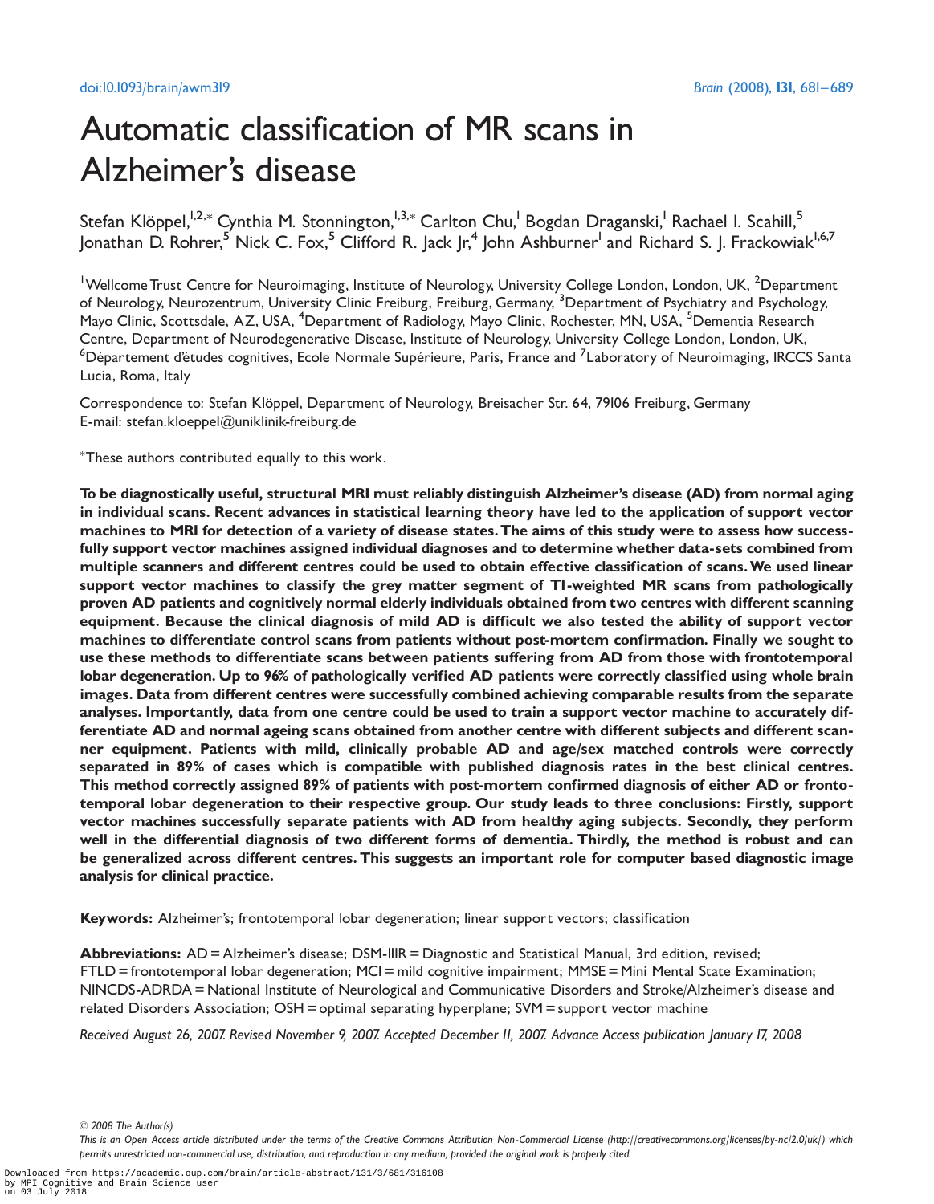# Automatic classification of MR scans in Alzheimer's disease

Stefan Klöppel,[1,2,*] Cynthia M. Stonnington,[1,3,*] Carlton Chu,[1] Bogdan Draganski,[1] Rachael I. Scahill,[5] Jonathan D. Rohrer,[5] Nick C. Fox,[5] Clifford R. Jack Jr,[4] John Ashburner[1] and Richard S. J. Frackowiak[1,6,7]

[1]Wellcome Trust Centre for Neuroimaging, Institute of Neurology, University College London, London, UK, [2]Department of Neurology, Neurozentrum, University Clinic Freiburg, Freiburg, Germany, [3]Department of Psychiatry and Psychology, Mayo Clinic, Scottsdale, AZ, USA, [4]Department of Radiology, Mayo Clinic, Rochester, MN, USA, [5]Dementia Research Centre, Department of Neurodegenerative Disease, Institute of Neurology, University College London, London, UK, [6]Département d'études cognitives, Ecole Normale Supérieure, Paris, France and [7]Laboratory of Neuroimaging, IRCCS Santa Lucia, Roma, Italy

Correspondence to: Stefan Klöppel, Department of Neurology, Breisacher Str. 64, 79106 Freiburg, Germany
E-mail: stefan.kloeppel@uniklinik-freiburg.de

*These authors contributed equally to this work.

**To be diagnostically useful, structural MRI must reliably distinguish Alzheimer's disease (AD) from normal aging in individual scans. Recent advances in statistical learning theory have led to the application of support vector machines to MRI for detection of a variety of disease states. The aims of this study were to assess how successfully support vector machines assigned individual diagnoses and to determine whether data-sets combined from multiple scanners and different centres could be used to obtain effective classification of scans. We used linear support vector machines to classify the grey matter segment of T1-weighted MR scans from pathologically proven AD patients and cognitively normal elderly individuals obtained from two centres with different scanning equipment. Because the clinical diagnosis of mild AD is difficult we also tested the ability of support vector machines to differentiate control scans from patients without post-mortem confirmation. Finally we sought to use these methods to differentiate scans between patients suffering from AD from those with frontotemporal lobar degeneration. Up to 96% of pathologically verified AD patients were correctly classified using whole brain images. Data from different centres were successfully combined achieving comparable results from the separate analyses. Importantly, data from one centre could be used to train a support vector machine to accurately differentiate AD and normal ageing scans obtained from another centre with different subjects and different scanner equipment. Patients with mild, clinically probable AD and age/sex matched controls were correctly separated in 89% of cases which is compatible with published diagnosis rates in the best clinical centres. This method correctly assigned 89% of patients with post-mortem confirmed diagnosis of either AD or frontotemporal lobar degeneration to their respective group. Our study leads to three conclusions: Firstly, support vector machines successfully separate patients with AD from healthy aging subjects. Secondly, they perform well in the differential diagnosis of two different forms of dementia. Thirdly, the method is robust and can be generalized across different centres. This suggests an important role for computer based diagnostic image analysis for clinical practice.**

**Keywords:** Alzheimer's; frontotemporal lobar degeneration; linear support vectors; classification

**Abbreviations:** AD = Alzheimer's disease; DSM-IIIR = Diagnostic and Statistical Manual, 3rd edition, revised; FTLD = frontotemporal lobar degeneration; MCI = mild cognitive impairment; MMSE = Mini Mental State Examination; NINCDS-ADRDA = National Institute of Neurological and Communicative Disorders and Stroke/Alzheimer's disease and related Disorders Association; OSH = optimal separating hyperplane; SVM = support vector machine

*Received August 26, 2007. Revised November 9, 2007. Accepted December 11, 2007. Advance Access publication January 17, 2008*

© 2008 The Author(s)

*This is an Open Access article distributed under the terms of the Creative Commons Attribution Non-Commercial License (http://creativecommons.org/licenses/by-nc/2.0/uk/) which permits unrestricted non-commercial use, distribution, and reproduction in any medium, provided the original work is properly cited.*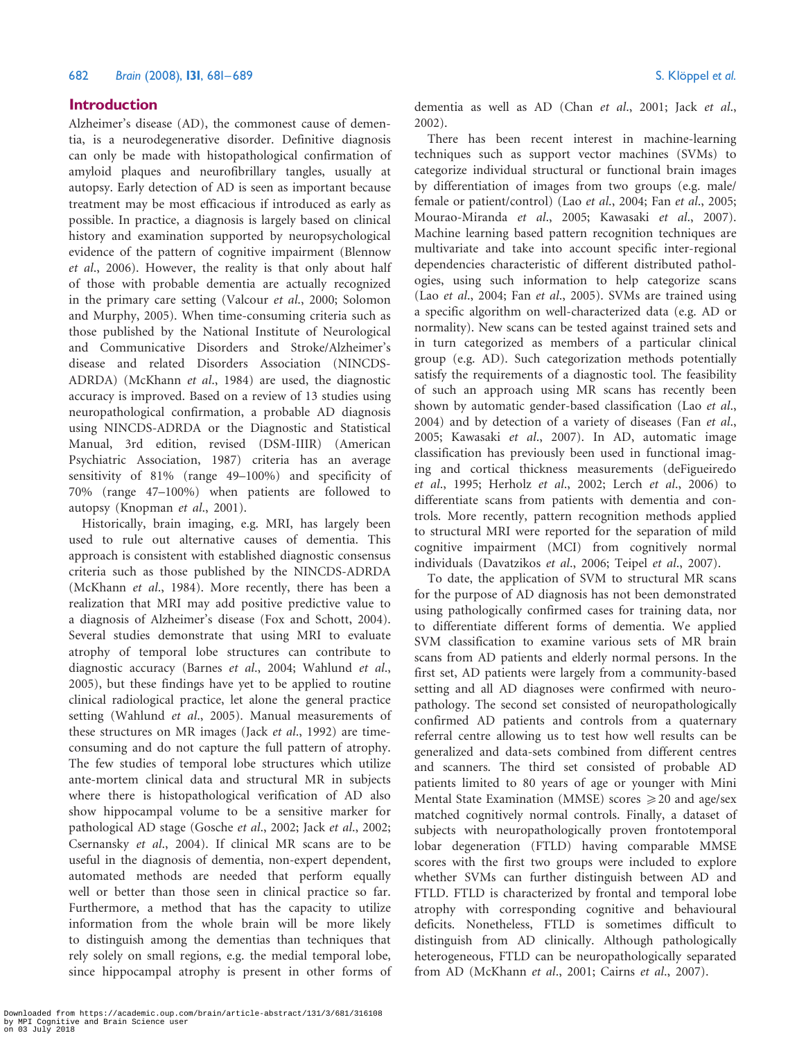## Introduction

Alzheimer's disease (AD), the commonest cause of dementia, is a neurodegenerative disorder. Definitive diagnosis can only be made with histopathological confirmation of amyloid plaques and neurofibrillary tangles, usually at autopsy. Early detection of AD is seen as important because treatment may be most efficacious if introduced as early as possible. In practice, a diagnosis is largely based on clinical history and examination supported by neuropsychological evidence of the pattern of cognitive impairment (Blennow *et al*., 2006). However, the reality is that only about half of those with probable dementia are actually recognized in the primary care setting (Valcour *et al*., 2000; Solomon and Murphy, 2005). When time-consuming criteria such as those published by the National Institute of Neurological and Communicative Disorders and Stroke/Alzheimer's disease and related Disorders Association (NINCDS-ADRDA) (McKhann *et al*., 1984) are used, the diagnostic accuracy is improved. Based on a review of 13 studies using neuropathological confirmation, a probable AD diagnosis using NINCDS-ADRDA or the Diagnostic and Statistical Manual, 3rd edition, revised (DSM-IIIR) (American Psychiatric Association, 1987) criteria has an average sensitivity of 81% (range 49–100%) and specificity of 70% (range 47–100%) when patients are followed to autopsy (Knopman *et al*., 2001).

Historically, brain imaging, e.g. MRI, has largely been used to rule out alternative causes of dementia. This approach is consistent with established diagnostic consensus criteria such as those published by the NINCDS-ADRDA (McKhann *et al*., 1984). More recently, there has been a realization that MRI may add positive predictive value to a diagnosis of Alzheimer's disease (Fox and Schott, 2004). Several studies demonstrate that using MRI to evaluate atrophy of temporal lobe structures can contribute to diagnostic accuracy (Barnes *et al*., 2004; Wahlund *et al*., 2005), but these findings have yet to be applied to routine clinical radiological practice, let alone the general practice setting (Wahlund *et al*., 2005). Manual measurements of these structures on MR images (Jack *et al*., 1992) are time-consuming and do not capture the full pattern of atrophy. The few studies of temporal lobe structures which utilize ante-mortem clinical data and structural MR in subjects where there is histopathological verification of AD also show hippocampal volume to be a sensitive marker for pathological AD stage (Gosche *et al*., 2002; Jack *et al*., 2002; Csernansky *et al*., 2004). If clinical MR scans are to be useful in the diagnosis of dementia, non-expert dependent, automated methods are needed that perform equally well or better than those seen in clinical practice so far. Furthermore, a method that has the capacity to utilize information from the whole brain will be more likely to distinguish among the dementias than techniques that rely solely on small regions, e.g. the medial temporal lobe, since hippocampal atrophy is present in other forms of dementia as well as AD (Chan *et al*., 2001; Jack *et al*., 2002).

There has been recent interest in machine-learning techniques such as support vector machines (SVMs) to categorize individual structural or functional brain images by differentiation of images from two groups (e.g. male/female or patient/control) (Lao *et al*., 2004; Fan *et al*., 2005; Mourao-Miranda *et al*., 2005; Kawasaki *et al*., 2007). Machine learning based pattern recognition techniques are multivariate and take into account specific inter-regional dependencies characteristic of different distributed pathologies, using such information to help categorize scans (Lao *et al*., 2004; Fan *et al*., 2005). SVMs are trained using a specific algorithm on well-characterized data (e.g. AD or normality). New scans can be tested against trained sets and in turn categorized as members of a particular clinical group (e.g. AD). Such categorization methods potentially satisfy the requirements of a diagnostic tool. The feasibility of such an approach using MR scans has recently been shown by automatic gender-based classification (Lao *et al*., 2004) and by detection of a variety of diseases (Fan *et al*., 2005; Kawasaki *et al*., 2007). In AD, automatic image classification has previously been used in functional imaging and cortical thickness measurements (deFigueiredo *et al*., 1995; Herholz *et al*., 2002; Lerch *et al*., 2006) to differentiate scans from patients with dementia and controls. More recently, pattern recognition methods applied to structural MRI were reported for the separation of mild cognitive impairment (MCI) from cognitively normal individuals (Davatzikos *et al*., 2006; Teipel *et al*., 2007).

To date, the application of SVM to structural MR scans for the purpose of AD diagnosis has not been demonstrated using pathologically confirmed cases for training data, nor to differentiate different forms of dementia. We applied SVM classification to examine various sets of MR brain scans from AD patients and elderly normal persons. In the first set, AD patients were largely from a community-based setting and all AD diagnoses were confirmed with neuropathology. The second set consisted of neuropathologically confirmed AD patients and controls from a quaternary referral centre allowing us to test how well results can be generalized and data-sets combined from different centres and scanners. The third set consisted of probable AD patients limited to 80 years of age or younger with Mini Mental State Examination (MMSE) scores $\geq 20$ and age/sex matched cognitively normal controls. Finally, a dataset of subjects with neuropathologically proven frontotemporal lobar degeneration (FTLD) having comparable MMSE scores with the first two groups were included to explore whether SVMs can further distinguish between AD and FTLD. FTLD is characterized by frontal and temporal lobe atrophy with corresponding cognitive and behavioural deficits. Nonetheless, FTLD is sometimes difficult to distinguish from AD clinically. Although pathologically heterogeneous, FTLD can be neuropathologically separated from AD (McKhann *et al*., 2001; Cairns *et al*., 2007).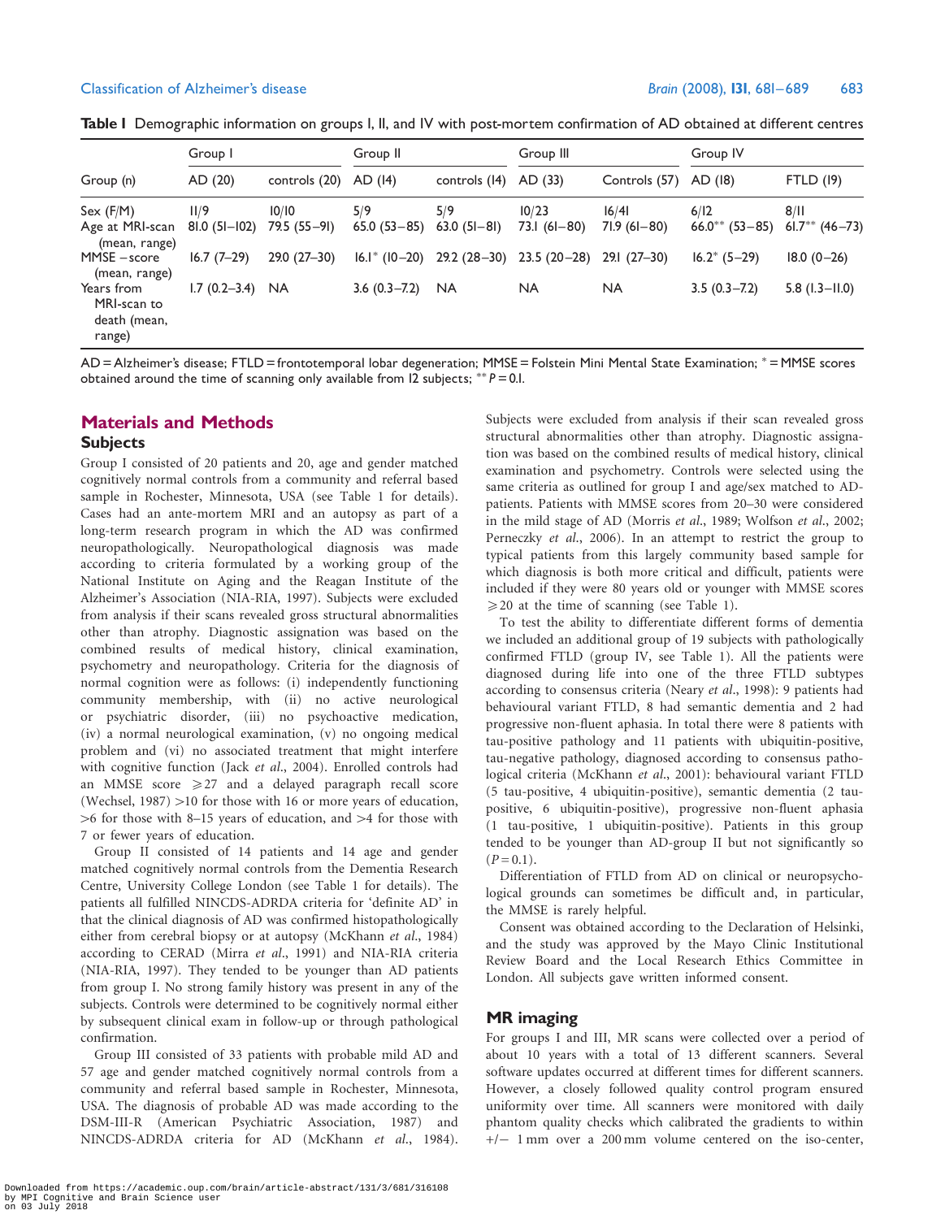**Table 1** Demographic information on groups I, II, and IV with post-mortem confirmation of AD obtained at different centres

| | Group I | | Group II | | Group III | | Group IV | |
|---|---|---|---|---|---|---|---|---|
| Group (n) | AD (20) | controls (20) | AD (14) | controls (14) | AD (33) | Controls (57) | AD (18) | FTLD (19) |
| Sex (F/M) | 11/9 | 10/10 | 5/9 | 5/9 | 10/23 | 16/41 | 6/12 | 8/11 |
| Age at MRI-scan (mean, range) | 81.0 (51–102) | 79.5 (55–91) | 65.0 (53–85) | 63.0 (51–81) | 73.1 (61–80) | 71.9 (61–80) | 66.0** (53–85) | 61.7** (46–73) |
| MMSE – score (mean, range) | 16.7 (7–29) | 29.0 (27–30) | 16.1* (10–20) | 29.2 (28–30) | 23.5 (20–28) | 29.1 (27–30) | 16.2* (5–29) | 18.0 (0–26) |
| Years from MRI-scan to death (mean, range) | 1.7 (0.2–3.4) | NA | 3.6 (0.3–7.2) | NA | NA | NA | 3.5 (0.3–7.2) | 5.8 (1.3–11.0) |

AD = Alzheimer's disease; FTLD = frontotemporal lobar degeneration; MMSE = Folstein Mini Mental State Examination; * = MMSE scores obtained around the time of scanning only available from 12 subjects; ** $P = 0.1$.

## Materials and Methods

### Subjects

Group I consisted of 20 patients and 20, age and gender matched cognitively normal controls from a community and referral based sample in Rochester, Minnesota, USA (see Table 1 for details). Cases had an ante-mortem MRI and an autopsy as part of a long-term research program in which the AD was confirmed neuropathologically. Neuropathological diagnosis was made according to criteria formulated by a working group of the National Institute on Aging and the Reagan Institute of the Alzheimer's Association (NIA-RIA, 1997). Subjects were excluded from analysis if their scans revealed gross structural abnormalities other than atrophy. Diagnostic assignation was based on the combined results of medical history, clinical examination, psychometry and neuropathology. Criteria for the diagnosis of normal cognition were as follows: (i) independently functioning community membership, with (ii) no active neurological or psychiatric disorder, (iii) no psychoactive medication, (iv) a normal neurological examination, (v) no ongoing medical problem and (vi) no associated treatment that might interfere with cognitive function (Jack *et al.*, 2004). Enrolled controls had an MMSE score $\geqslant 27$ and a delayed paragraph recall score (Wechsel, 1987) >10 for those with 16 or more years of education, >6 for those with 8–15 years of education, and >4 for those with 7 or fewer years of education.

Group II consisted of 14 patients and 14 age and gender matched cognitively normal controls from the Dementia Research Centre, University College London (see Table 1 for details). The patients all fulfilled NINCDS-ADRDA criteria for 'definite AD' in that the clinical diagnosis of AD was confirmed histopathologically either from cerebral biopsy or at autopsy (McKhann *et al.*, 1984) according to CERAD (Mirra *et al.*, 1991) and NIA-RIA criteria (NIA-RIA, 1997). They tended to be younger than AD patients from group I. No strong family history was present in any of the subjects. Controls were determined to be cognitively normal either by subsequent clinical exam in follow-up or through pathological confirmation.

Group III consisted of 33 patients with probable mild AD and 57 age and gender matched cognitively normal controls from a community and referral based sample in Rochester, Minnesota, USA. The diagnosis of probable AD was made according to the DSM-III-R (American Psychiatric Association, 1987) and NINCDS-ADRDA criteria for AD (McKhann *et al.*, 1984). Subjects were excluded from analysis if their scan revealed gross structural abnormalities other than atrophy. Diagnostic assignation was based on the combined results of medical history, clinical examination and psychometry. Controls were selected using the same criteria as outlined for group I and age/sex matched to AD-patients. Patients with MMSE scores from 20–30 were considered in the mild stage of AD (Morris *et al.*, 1989; Wolfson *et al.*, 2002; Perneczky *et al.*, 2006). In an attempt to restrict the group to typical patients from this largely community based sample for which diagnosis is both more critical and difficult, patients were included if they were 80 years old or younger with MMSE scores $\geqslant 20$ at the time of scanning (see Table 1).

To test the ability to differentiate different forms of dementia we included an additional group of 19 subjects with pathologically confirmed FTLD (group IV, see Table 1). All the patients were diagnosed during life into one of the three FTLD subtypes according to consensus criteria (Neary *et al.*, 1998): 9 patients had behavioural variant FTLD, 8 had semantic dementia and 2 had progressive non-fluent aphasia. In total there were 8 patients with tau-positive pathology and 11 patients with ubiquitin-positive, tau-negative pathology, diagnosed according to consensus pathological criteria (McKhann *et al.*, 2001): behavioural variant FTLD (5 tau-positive, 4 ubiquitin-positive), semantic dementia (2 tau-positive, 6 ubiquitin-positive), progressive non-fluent aphasia (1 tau-positive, 1 ubiquitin-positive). Patients in this group tended to be younger than AD-group II but not significantly so ($P = 0.1$).

Differentiation of FTLD from AD on clinical or neuropsychological grounds can sometimes be difficult and, in particular, the MMSE is rarely helpful.

Consent was obtained according to the Declaration of Helsinki, and the study was approved by the Mayo Clinic Institutional Review Board and the Local Research Ethics Committee in London. All subjects gave written informed consent.

### MR imaging

For groups I and III, MR scans were collected over a period of about 10 years with a total of 13 different scanners. Several software updates occurred at different times for different scanners. However, a closely followed quality control program ensured uniformity over time. All scanners were monitored with daily phantom quality checks which calibrated the gradients to within +/− 1 mm over a 200 mm volume centered on the iso-center,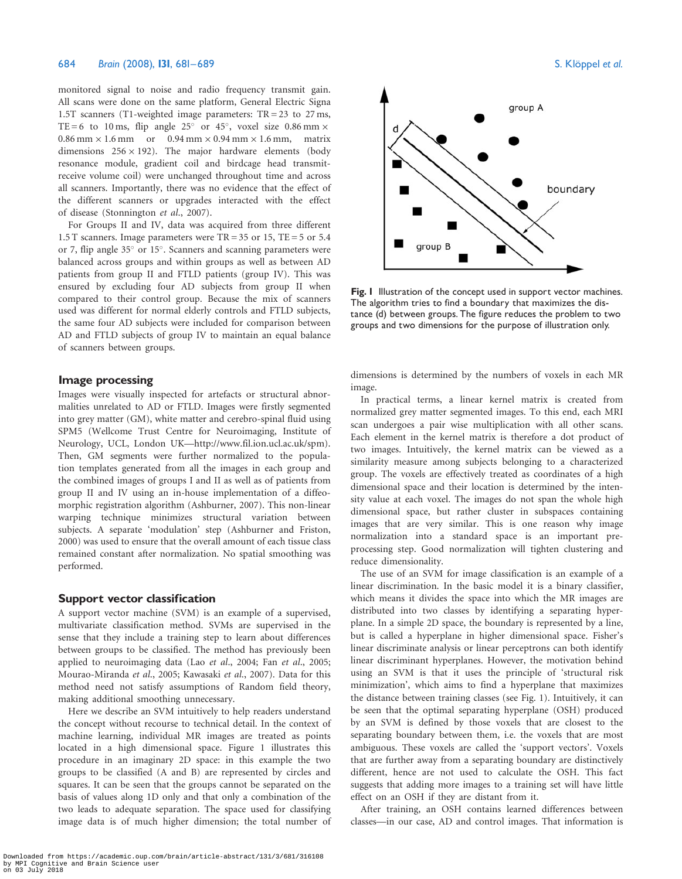monitored signal to noise and radio frequency transmit gain. All scans were done on the same platform, General Electric Signa 1.5T scanners (T1-weighted image parameters: TR = 23 to 27 ms, TE = 6 to 10 ms, flip angle 25° or 45°, voxel size 0.86 mm × 0.86 mm × 1.6 mm or 0.94 mm × 0.94 mm × 1.6 mm, matrix dimensions 256 × 192). The major hardware elements (body resonance module, gradient coil and birdcage head transmit-receive volume coil) were unchanged throughout time and across all scanners. Importantly, there was no evidence that the effect of the different scanners or upgrades interacted with the effect of disease (Stonnington *et al.*, 2007).

For Groups II and IV, data was acquired from three different 1.5 T scanners. Image parameters were TR = 35 or 15, TE = 5 or 5.4 or 7, flip angle 35° or 15°. Scanners and scanning parameters were balanced across groups and within groups as well as between AD patients from group II and FTLD patients (group IV). This was ensured by excluding four AD subjects from group II when compared to their control group. Because the mix of scanners used was different for normal elderly controls and FTLD subjects, the same four AD subjects were included for comparison between AD and FTLD subjects of group IV to maintain an equal balance of scanners between groups.

## Image processing

Images were visually inspected for artefacts or structural abnormalities unrelated to AD or FTLD. Images were firstly segmented into grey matter (GM), white matter and cerebro-spinal fluid using SPM5 (Wellcome Trust Centre for Neuroimaging, Institute of Neurology, UCL, London UK—http://www.fil.ion.ucl.ac.uk/spm). Then, GM segments were further normalized to the population templates generated from all the images in each group and the combined images of groups I and II as well as of patients from group II and IV using an in-house implementation of a diffeomorphic registration algorithm (Ashburner, 2007). This non-linear warping technique minimizes structural variation between subjects. A separate 'modulation' step (Ashburner and Friston, 2000) was used to ensure that the overall amount of each tissue class remained constant after normalization. No spatial smoothing was performed.

## Support vector classification

A support vector machine (SVM) is an example of a supervised, multivariate classification method. SVMs are supervised in the sense that they include a training step to learn about differences between groups to be classified. The method has previously been applied to neuroimaging data (Lao *et al.*, 2004; Fan *et al.*, 2005; Mourao-Miranda *et al.*, 2005; Kawasaki *et al.*, 2007). Data for this method need not satisfy assumptions of Random field theory, making additional smoothing unnecessary.

Here we describe an SVM intuitively to help readers understand the concept without recourse to technical detail. In the context of machine learning, individual MR images are treated as points located in a high dimensional space. Figure 1 illustrates this procedure in an imaginary 2D space: in this example the two groups to be classified (A and B) are represented by circles and squares. It can be seen that the groups cannot be separated on the basis of values along 1D only and that only a combination of the two leads to adequate separation. The space used for classifying image data is of much higher dimension; the total number of dimensions is determined by the numbers of voxels in each MR image.

group A
d
boundary
group B

**Fig. 1** Illustration of the concept used in support vector machines. The algorithm tries to find a boundary that maximizes the distance (d) between groups. The figure reduces the problem to two groups and two dimensions for the purpose of illustration only.

In practical terms, a linear kernel matrix is created from normalized grey matter segmented images. To this end, each MRI scan undergoes a pair wise multiplication with all other scans. Each element in the kernel matrix is therefore a dot product of two images. Intuitively, the kernel matrix can be viewed as a similarity measure among subjects belonging to a characterized group. The voxels are effectively treated as coordinates of a high dimensional space and their location is determined by the intensity value at each voxel. The images do not span the whole high dimensional space, but rather cluster in subspaces containing images that are very similar. This is one reason why image normalization into a standard space is an important preprocessing step. Good normalization will tighten clustering and reduce dimensionality.

The use of an SVM for image classification is an example of a linear discrimination. In the basic model it is a binary classifier, which means it divides the space into which the MR images are distributed into two classes by identifying a separating hyperplane. In a simple 2D space, the boundary is represented by a line, but is called a hyperplane in higher dimensional space. Fisher's linear discriminate analysis or linear perceptrons can both identify linear discriminant hyperplanes. However, the motivation behind using an SVM is that it uses the principle of 'structural risk minimization', which aims to find a hyperplane that maximizes the distance between training classes (see Fig. 1). Intuitively, it can be seen that the optimal separating hyperplane (OSH) produced by an SVM is defined by those voxels that are closest to the separating boundary between them, i.e. the voxels that are most ambiguous. These voxels are called the 'support vectors'. Voxels that are further away from a separating boundary are distinctively different, hence are not used to calculate the OSH. This fact suggests that adding more images to a training set will have little effect on an OSH if they are distant from it.

After training, an OSH contains learned differences between classes—in our case, AD and control images. That information is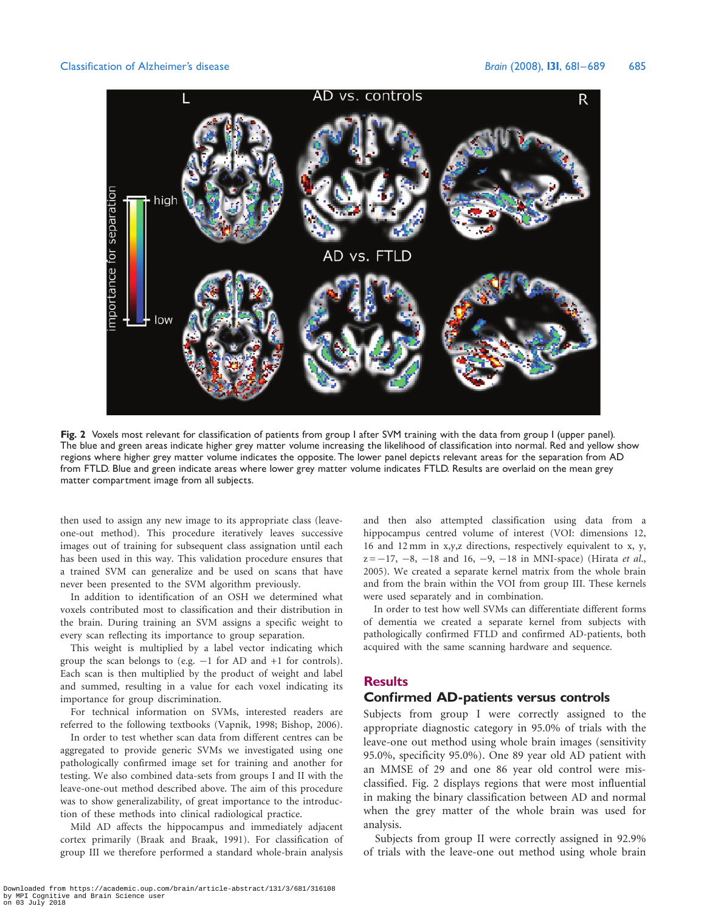Fig. 2 Voxels most relevant for classification of patients from group I after SVM training with the data from group I (upper panel). The blue and green areas indicate higher grey matter volume increasing the likelihood of classification into normal. Red and yellow show regions where higher grey matter volume indicates the opposite. The lower panel depicts relevant areas for the separation from AD from FTLD. Blue and green indicate areas where lower grey matter volume indicates FTLD. Results are overlaid on the mean grey matter compartment image from all subjects.

then used to assign any new image to its appropriate class (leave-one-out method). This procedure iteratively leaves successive images out of training for subsequent class assignation until each has been used in this way. This validation procedure ensures that a trained SVM can generalize and be used on scans that have never been presented to the SVM algorithm previously.

In addition to identification of an OSH we determined what voxels contributed most to classification and their distribution in the brain. During training an SVM assigns a specific weight to every scan reflecting its importance to group separation.

This weight is multiplied by a label vector indicating which group the scan belongs to (e.g. −1 for AD and +1 for controls). Each scan is then multiplied by the product of weight and label and summed, resulting in a value for each voxel indicating its importance for group discrimination.

For technical information on SVMs, interested readers are referred to the following textbooks (Vapnik, 1998; Bishop, 2006).

In order to test whether scan data from different centres can be aggregated to provide generic SVMs we investigated using one pathologically confirmed image set for training and another for testing. We also combined data-sets from groups I and II with the leave-one-out method described above. The aim of this procedure was to show generalizability, of great importance to the introduction of these methods into clinical radiological practice.

Mild AD affects the hippocampus and immediately adjacent cortex primarily (Braak and Braak, 1991). For classification of group III we therefore performed a standard whole-brain analysis and then also attempted classification using data from a hippocampus centred volume of interest (VOI: dimensions 12, 16 and 12 mm in x,y,z directions, respectively equivalent to x, y, z = −17, −8, −18 and 16, −9, −18 in MNI-space) (Hirata *et al.*, 2005). We created a separate kernel matrix from the whole brain and from the brain within the VOI from group III. These kernels were used separately and in combination.

In order to test how well SVMs can differentiate different forms of dementia we created a separate kernel from subjects with pathologically confirmed FTLD and confirmed AD-patients, both acquired with the same scanning hardware and sequence.

# Results

## Confirmed AD-patients versus controls

Subjects from group I were correctly assigned to the appropriate diagnostic category in 95.0% of trials with the leave-one out method using whole brain images (sensitivity 95.0%, specificity 95.0%). One 89 year old AD patient with an MMSE of 29 and one 86 year old control were misclassified. Fig. 2 displays regions that were most influential in making the binary classification between AD and normal when the grey matter of the whole brain was used for analysis.

Subjects from group II were correctly assigned in 92.9% of trials with the leave-one out method using whole brain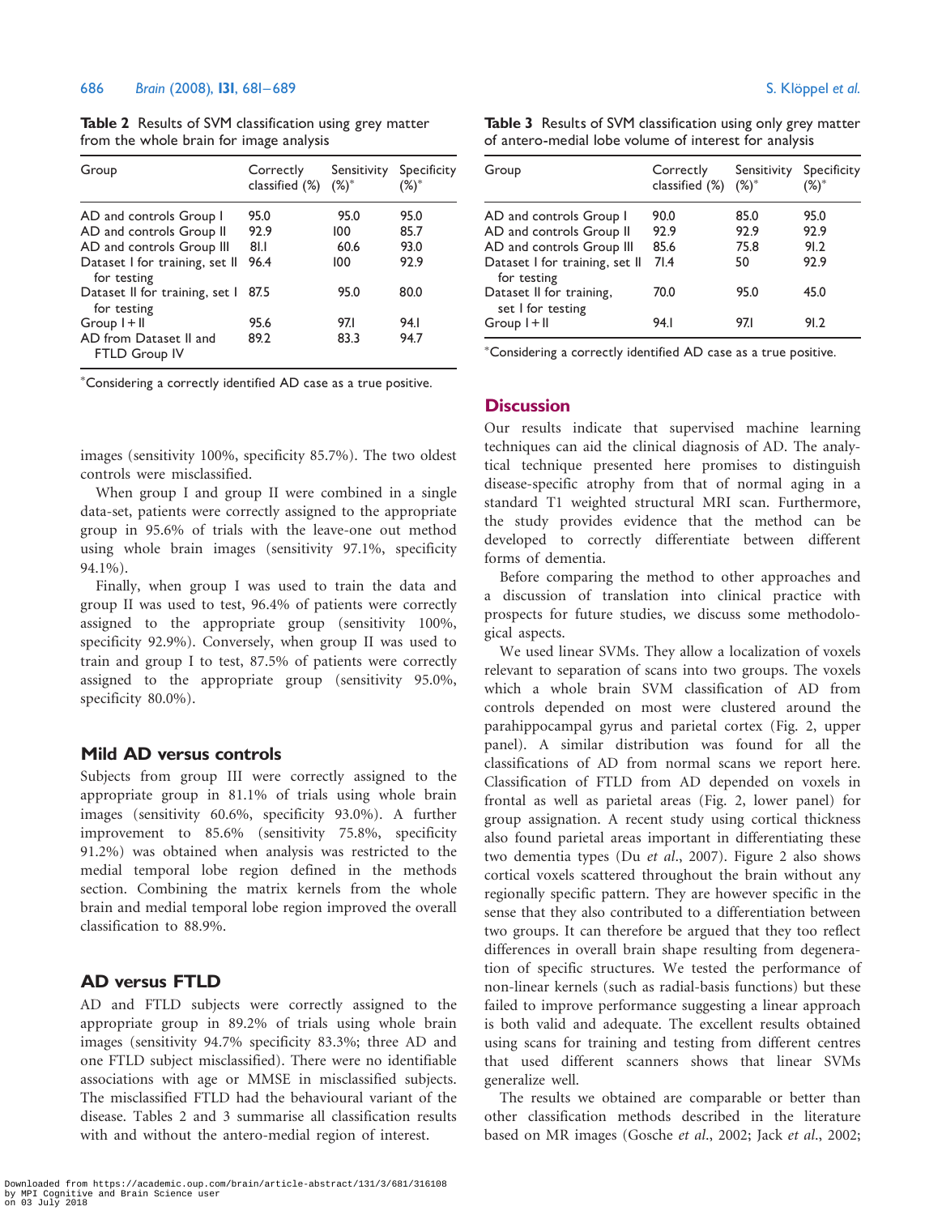**Table 2** Results of SVM classification using grey matter from the whole brain for image analysis

| Group | Correctly classified (%) | Sensitivity (%)* | Specificity (%)* |
|---|---|---|---|
| AD and controls Group I | 95.0 | 95.0 | 95.0 |
| AD and controls Group II | 92.9 | 100 | 85.7 |
| AD and controls Group III | 81.1 | 60.6 | 93.0 |
| Dataset I for training, set II for testing | 96.4 | 100 | 92.9 |
| Dataset II for training, set I for testing | 87.5 | 95.0 | 80.0 |
| Group I + II | 95.6 | 97.1 | 94.1 |
| AD from Dataset II and FTLD Group IV | 89.2 | 83.3 | 94.7 |

*Considering a correctly identified AD case as a true positive.

images (sensitivity 100%, specificity 85.7%). The two oldest controls were misclassified.

When group I and group II were combined in a single data-set, patients were correctly assigned to the appropriate group in 95.6% of trials with the leave-one out method using whole brain images (sensitivity 97.1%, specificity 94.1%).

Finally, when group I was used to train the data and group II was used to test, 96.4% of patients were correctly assigned to the appropriate group (sensitivity 100%, specificity 92.9%). Conversely, when group II was used to train and group I to test, 87.5% of patients were correctly assigned to the appropriate group (sensitivity 95.0%, specificity 80.0%).

## Mild AD versus controls

Subjects from group III were correctly assigned to the appropriate group in 81.1% of trials using whole brain images (sensitivity 60.6%, specificity 93.0%). A further improvement to 85.6% (sensitivity 75.8%, specificity 91.2%) was obtained when analysis was restricted to the medial temporal lobe region defined in the methods section. Combining the matrix kernels from the whole brain and medial temporal lobe region improved the overall classification to 88.9%.

## AD versus FTLD

AD and FTLD subjects were correctly assigned to the appropriate group in 89.2% of trials using whole brain images (sensitivity 94.7% specificity 83.3%; three AD and one FTLD subject misclassified). There were no identifiable associations with age or MMSE in misclassified subjects. The misclassified FTLD had the behavioural variant of the disease. Tables 2 and 3 summarise all classification results with and without the antero-medial region of interest.

**Table 3** Results of SVM classification using only grey matter of antero-medial lobe volume of interest for analysis

| Group | Correctly classified (%) | Sensitivity (%)* | Specificity (%)* |
|---|---|---|---|
| AD and controls Group I | 90.0 | 85.0 | 95.0 |
| AD and controls Group II | 92.9 | 92.9 | 92.9 |
| AD and controls Group III | 85.6 | 75.8 | 91.2 |
| Dataset I for training, set II for testing | 71.4 | 50 | 92.9 |
| Dataset II for training, set I for testing | 70.0 | 95.0 | 45.0 |
| Group I + II | 94.1 | 97.1 | 91.2 |

*Considering a correctly identified AD case as a true positive.

## Discussion

Our results indicate that supervised machine learning techniques can aid the clinical diagnosis of AD. The analytical technique presented here promises to distinguish disease-specific atrophy from that of normal aging in a standard T1 weighted structural MRI scan. Furthermore, the study provides evidence that the method can be developed to correctly differentiate between different forms of dementia.

Before comparing the method to other approaches and a discussion of translation into clinical practice with prospects for future studies, we discuss some methodological aspects.

We used linear SVMs. They allow a localization of voxels relevant to separation of scans into two groups. The voxels which a whole brain SVM classification of AD from controls depended on most were clustered around the parahippocampal gyrus and parietal cortex (Fig. 2, upper panel). A similar distribution was found for all the classifications of AD from normal scans we report here. Classification of FTLD from AD depended on voxels in frontal as well as parietal areas (Fig. 2, lower panel) for group assignation. A recent study using cortical thickness also found parietal areas important in differentiating these two dementia types (Du *et al*., 2007). Figure 2 also shows cortical voxels scattered throughout the brain without any regionally specific pattern. They are however specific in the sense that they also contributed to a differentiation between two groups. It can therefore be argued that they too reflect differences in overall brain shape resulting from degeneration of specific structures. We tested the performance of non-linear kernels (such as radial-basis functions) but these failed to improve performance suggesting a linear approach is both valid and adequate. The excellent results obtained using scans for training and testing from different centres that used different scanners shows that linear SVMs generalize well.

The results we obtained are comparable or better than other classification methods described in the literature based on MR images (Gosche *et al*., 2002; Jack *et al*., 2002;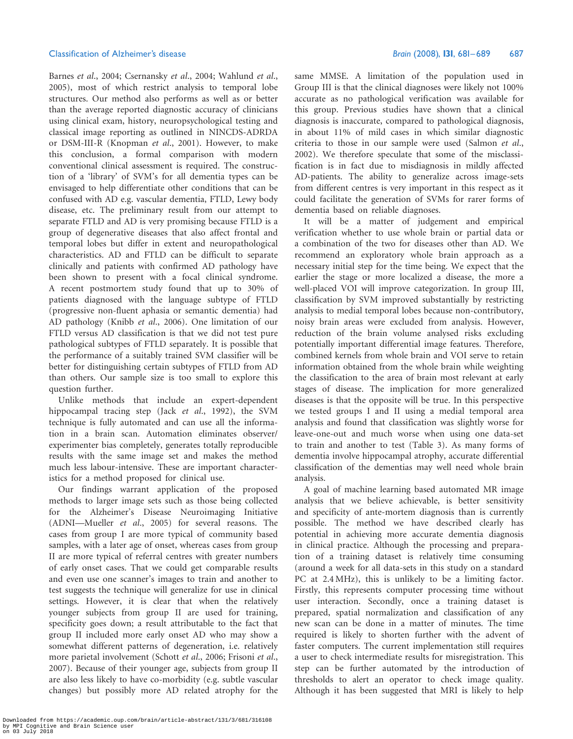Barnes *et al.*, 2004; Csernansky *et al.*, 2004; Wahlund *et al.*, 2005), most of which restrict analysis to temporal lobe structures. Our method also performs as well as or better than the average reported diagnostic accuracy of clinicians using clinical exam, history, neuropsychological testing and classical image reporting as outlined in NINCDS-ADRDA or DSM-III-R (Knopman *et al.*, 2001). However, to make this conclusion, a formal comparison with modern conventional clinical assessment is required. The construction of a 'library' of SVM's for all dementia types can be envisaged to help differentiate other conditions that can be confused with AD e.g. vascular dementia, FTLD, Lewy body disease, etc. The preliminary result from our attempt to separate FTLD and AD is very promising because FTLD is a group of degenerative diseases that also affect frontal and temporal lobes but differ in extent and neuropathological characteristics. AD and FTLD can be difficult to separate clinically and patients with confirmed AD pathology have been shown to present with a focal clinical syndrome. A recent postmortem study found that up to 30% of patients diagnosed with the language subtype of FTLD (progressive non-fluent aphasia or semantic dementia) had AD pathology (Knibb *et al.*, 2006). One limitation of our FTLD versus AD classification is that we did not test pure pathological subtypes of FTLD separately. It is possible that the performance of a suitably trained SVM classifier will be better for distinguishing certain subtypes of FTLD from AD than others. Our sample size is too small to explore this question further.

Unlike methods that include an expert-dependent hippocampal tracing step (Jack *et al.*, 1992), the SVM technique is fully automated and can use all the information in a brain scan. Automation eliminates observer/experimenter bias completely, generates totally reproducible results with the same image set and makes the method much less labour-intensive. These are important characteristics for a method proposed for clinical use.

Our findings warrant application of the proposed methods to larger image sets such as those being collected for the Alzheimer's Disease Neuroimaging Initiative (ADNI—Mueller *et al.*, 2005) for several reasons. The cases from group I are more typical of community based samples, with a later age of onset, whereas cases from group II are more typical of referral centres with greater numbers of early onset cases. That we could get comparable results and even use one scanner's images to train and another to test suggests the technique will generalize for use in clinical settings. However, it is clear that when the relatively younger subjects from group II are used for training, specificity goes down; a result attributable to the fact that group II included more early onset AD who may show a somewhat different patterns of degeneration, i.e. relatively more parietal involvement (Schott *et al.*, 2006; Frisoni *et al.*, 2007). Because of their younger age, subjects from group II are also less likely to have co-morbidity (e.g. subtle vascular changes) but possibly more AD related atrophy for the same MMSE. A limitation of the population used in Group III is that the clinical diagnoses were likely not 100% accurate as no pathological verification was available for this group. Previous studies have shown that a clinical diagnosis is inaccurate, compared to pathological diagnosis, in about 11% of mild cases in which similar diagnostic criteria to those in our sample were used (Salmon *et al.*, 2002). We therefore speculate that some of the misclassification is in fact due to misdiagnosis in mildly affected AD-patients. The ability to generalize across image-sets from different centres is very important in this respect as it could facilitate the generation of SVMs for rarer forms of dementia based on reliable diagnoses.

It will be a matter of judgement and empirical verification whether to use whole brain or partial data or a combination of the two for diseases other than AD. We recommend an exploratory whole brain approach as a necessary initial step for the time being. We expect that the earlier the stage or more localized a disease, the more a well-placed VOI will improve categorization. In group III, classification by SVM improved substantially by restricting analysis to medial temporal lobes because non-contributory, noisy brain areas were excluded from analysis. However, reduction of the brain volume analysed risks excluding potentially important differential image features. Therefore, combined kernels from whole brain and VOI serve to retain information obtained from the whole brain while weighting the classification to the area of brain most relevant at early stages of disease. The implication for more generalized diseases is that the opposite will be true. In this perspective we tested groups I and II using a medial temporal area analysis and found that classification was slightly worse for leave-one-out and much worse when using one data-set to train and another to test (Table 3). As many forms of dementia involve hippocampal atrophy, accurate differential classification of the dementias may well need whole brain analysis.

A goal of machine learning based automated MR image analysis that we believe achievable, is better sensitivity and specificity of ante-mortem diagnosis than is currently possible. The method we have described clearly has potential in achieving more accurate dementia diagnosis in clinical practice. Although the processing and preparation of a training dataset is relatively time consuming (around a week for all data-sets in this study on a standard PC at 2.4 MHz), this is unlikely to be a limiting factor. Firstly, this represents computer processing time without user interaction. Secondly, once a training dataset is prepared, spatial normalization and classification of any new scan can be done in a matter of minutes. The time required is likely to shorten further with the advent of faster computers. The current implementation still requires a user to check intermediate results for misregistration. This step can be further automated by the introduction of thresholds to alert an operator to check image quality. Although it has been suggested that MRI is likely to help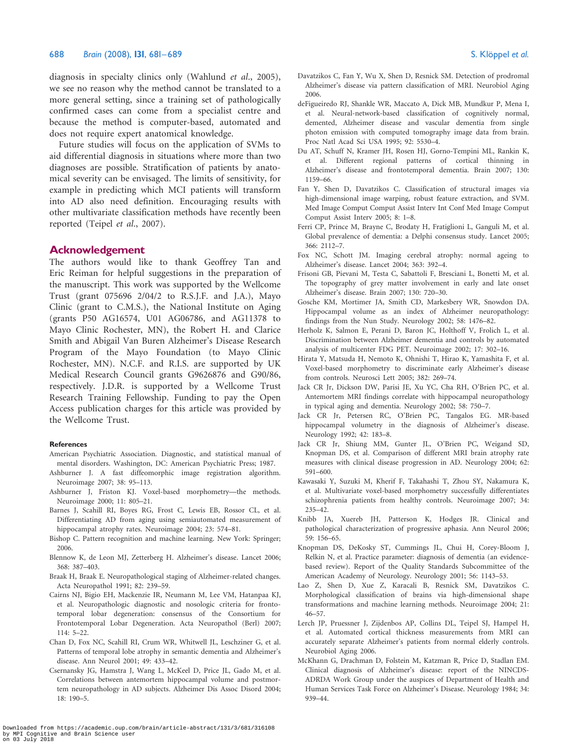diagnosis in specialty clinics only (Wahlund *et al.*, 2005), we see no reason why the method cannot be translated to a more general setting, since a training set of pathologically confirmed cases can come from a specialist centre and because the method is computer-based, automated and does not require expert anatomical knowledge.

Future studies will focus on the application of SVMs to aid differential diagnosis in situations where more than two diagnoses are possible. Stratification of patients by anatomical severity can be envisaged. The limits of sensitivity, for example in predicting which MCI patients will transform into AD also need definition. Encouraging results with other multivariate classification methods have recently been reported (Teipel *et al.*, 2007).

## Acknowledgement

The authors would like to thank Geoffrey Tan and Eric Reiman for helpful suggestions in the preparation of the manuscript. This work was supported by the Wellcome Trust (grant 075696 2/04/2 to R.S.J.F. and J.A.), Mayo Clinic (grant to C.M.S.), the National Institute on Aging (grants P50 AG16574, U01 AG06786, and AG11378 to Mayo Clinic Rochester, MN), the Robert H. and Clarice Smith and Abigail Van Buren Alzheimer's Disease Research Program of the Mayo Foundation (to Mayo Clinic Rochester, MN). N.C.F. and R.I.S. are supported by UK Medical Research Council grants G9626876 and G90/86, respectively. J.D.R. is supported by a Wellcome Trust Research Training Fellowship. Funding to pay the Open Access publication charges for this article was provided by the Wellcome Trust.

### References

American Psychiatric Association. Diagnostic, and statistical manual of mental disorders. Washington, DC: American Psychiatric Press; 1987.

Ashburner J. A fast diffeomorphic image registration algorithm. Neuroimage 2007; 38: 95–113.

Ashburner J, Friston KJ. Voxel-based morphometry—the methods. Neuroimage 2000; 11: 805–21.

Barnes J, Scahill RI, Boyes RG, Frost C, Lewis EB, Rossor CL, et al. Differentiating AD from aging using semiautomated measurement of hippocampal atrophy rates. Neuroimage 2004; 23: 574–81.

Bishop C. Pattern recognition and machine learning. New York: Springer; 2006.

Blennow K, de Leon MJ, Zetterberg H. Alzheimer's disease. Lancet 2006; 368: 387–403.

Braak H, Braak E. Neuropathological staging of Alzheimer-related changes. Acta Neuropathol 1991; 82: 239–59.

Cairns NJ, Bigio EH, Mackenzie IR, Neumann M, Lee VM, Hatanpaa KJ, et al. Neuropathologic diagnostic and nosologic criteria for frontotemporal lobar degeneration: consensus of the Consortium for Frontotemporal Lobar Degeneration. Acta Neuropathol (Berl) 2007; 114: 5–22.

Chan D, Fox NC, Scahill RI, Crum WR, Whitwell JL, Leschziner G, et al. Patterns of temporal lobe atrophy in semantic dementia and Alzheimer's disease. Ann Neurol 2001; 49: 433–42.

Csernansky JG, Hamstra J, Wang L, McKeel D, Price JL, Gado M, et al. Correlations between antemortem hippocampal volume and postmortem neuropathology in AD subjects. Alzheimer Dis Assoc Disord 2004; 18: 190–5.

Davatzikos C, Fan Y, Wu X, Shen D, Resnick SM. Detection of prodromal Alzheimer's disease via pattern classification of MRI. Neurobiol Aging 2006.

deFigueiredo RJ, Shankle WR, Maccato A, Dick MB, Mundkur P, Mena I, et al. Neural-network-based classification of cognitively normal, demented, Alzheimer disease and vascular dementia from single photon emission with computed tomography image data from brain. Proc Natl Acad Sci USA 1995; 92: 5530–4.

Du AT, Schuff N, Kramer JH, Rosen HJ, Gorno-Tempini ML, Rankin K, et al. Different regional patterns of cortical thinning in Alzheimer's disease and frontotemporal dementia. Brain 2007; 130: 1159–66.

Fan Y, Shen D, Davatzikos C. Classification of structural images via high-dimensional image warping, robust feature extraction, and SVM. Med Image Comput Comput Assist Interv Int Conf Med Image Comput Comput Assist Interv 2005; 8: 1–8.

Ferri CP, Prince M, Brayne C, Brodaty H, Fratiglioni L, Ganguli M, et al. Global prevalence of dementia: a Delphi consensus study. Lancet 2005; 366: 2112–7.

Fox NC, Schott JM. Imaging cerebral atrophy: normal ageing to Alzheimer's disease. Lancet 2004; 363: 392–4.

Frisoni GB, Pievani M, Testa C, Sabattoli F, Bresciani L, Bonetti M, et al. The topography of grey matter involvement in early and late onset Alzheimer's disease. Brain 2007; 130: 720–30.

Gosche KM, Mortimer JA, Smith CD, Markesbery WR, Snowdon DA. Hippocampal volume as an index of Alzheimer neuropathology: findings from the Nun Study. Neurology 2002; 58: 1476–82.

Herholz K, Salmon E, Perani D, Baron JC, Holthoff V, Frolich L, et al. Discrimination between Alzheimer dementia and controls by automated analysis of multicenter FDG PET. Neuroimage 2002; 17: 302–16.

Hirata Y, Matsuda H, Nemoto K, Ohnishi T, Hirao K, Yamashita F, et al. Voxel-based morphometry to discriminate early Alzheimer's disease from controls. Neurosci Lett 2005; 382: 269–74.

Jack CR Jr, Dickson DW, Parisi JE, Xu YC, Cha RH, O'Brien PC, et al. Antemortem MRI findings correlate with hippocampal neuropathology in typical aging and dementia. Neurology 2002; 58: 750–7.

Jack CR Jr, Petersen RC, O'Brien PC, Tangalos EG. MR-based hippocampal volumetry in the diagnosis of Alzheimer's disease. Neurology 1992; 42: 183–8.

Jack CR Jr, Shiung MM, Gunter JL, O'Brien PC, Weigand SD, Knopman DS, et al. Comparison of different MRI brain atrophy rate measures with clinical disease progression in AD. Neurology 2004; 62: 591–600.

Kawasaki Y, Suzuki M, Kherif F, Takahashi T, Zhou SY, Nakamura K, et al. Multivariate voxel-based morphometry successfully differentiates schizophrenia patients from healthy controls. Neuroimage 2007; 34: 235–42.

Knibb JA, Xuereb JH, Patterson K, Hodges JR. Clinical and pathological characterization of progressive aphasia. Ann Neurol 2006; 59: 156–65.

Knopman DS, DeKosky ST, Cummings JL, Chui H, Corey-Bloom J, Relkin N, et al. Practice parameter: diagnosis of dementia (an evidence-based review). Report of the Quality Standards Subcommittee of the American Academy of Neurology. Neurology 2001; 56: 1143–53.

Lao Z, Shen D, Xue Z, Karacali B, Resnick SM, Davatzikos C. Morphological classification of brains via high-dimensional shape transformations and machine learning methods. Neuroimage 2004; 21: 46–57.

Lerch JP, Pruessner J, Zijdenbos AP, Collins DL, Teipel SJ, Hampel H, et al. Automated cortical thickness measurements from MRI can accurately separate Alzheimer's patients from normal elderly controls. Neurobiol Aging 2006.

McKhann G, Drachman D, Folstein M, Katzman R, Price D, Stadlan EM. Clinical diagnosis of Alzheimer's disease: report of the NINCDS-ADRDA Work Group under the auspices of Department of Health and Human Services Task Force on Alzheimer's Disease. Neurology 1984; 34: 939–44.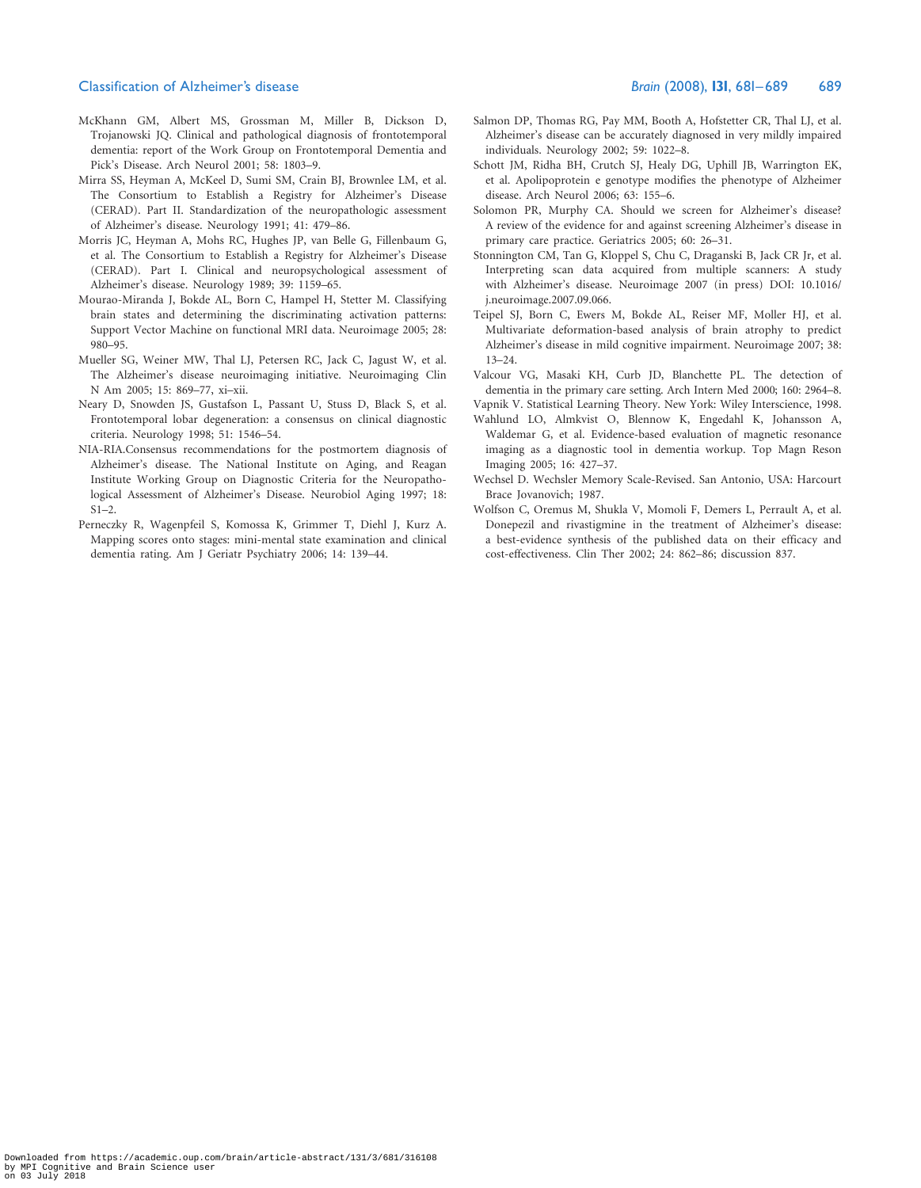McKhann GM, Albert MS, Grossman M, Miller B, Dickson D, Trojanowski JQ. Clinical and pathological diagnosis of frontotemporal dementia: report of the Work Group on Frontotemporal Dementia and Pick's Disease. Arch Neurol 2001; 58: 1803–9.

Mirra SS, Heyman A, McKeel D, Sumi SM, Crain BJ, Brownlee LM, et al. The Consortium to Establish a Registry for Alzheimer's Disease (CERAD). Part II. Standardization of the neuropathologic assessment of Alzheimer's disease. Neurology 1991; 41: 479–86.

Morris JC, Heyman A, Mohs RC, Hughes JP, van Belle G, Fillenbaum G, et al. The Consortium to Establish a Registry for Alzheimer's Disease (CERAD). Part I. Clinical and neuropsychological assessment of Alzheimer's disease. Neurology 1989; 39: 1159–65.

Mourao-Miranda J, Bokde AL, Born C, Hampel H, Stetter M. Classifying brain states and determining the discriminating activation patterns: Support Vector Machine on functional MRI data. Neuroimage 2005; 28: 980–95.

Mueller SG, Weiner MW, Thal LJ, Petersen RC, Jack C, Jagust W, et al. The Alzheimer's disease neuroimaging initiative. Neuroimaging Clin N Am 2005; 15: 869–77, xi–xii.

Neary D, Snowden JS, Gustafson L, Passant U, Stuss D, Black S, et al. Frontotemporal lobar degeneration: a consensus on clinical diagnostic criteria. Neurology 1998; 51: 1546–54.

NIA-RIA.Consensus recommendations for the postmortem diagnosis of Alzheimer's disease. The National Institute on Aging, and Reagan Institute Working Group on Diagnostic Criteria for the Neuropathological Assessment of Alzheimer's Disease. Neurobiol Aging 1997; 18: S1–2.

Perneczky R, Wagenpfeil S, Komossa K, Grimmer T, Diehl J, Kurz A. Mapping scores onto stages: mini-mental state examination and clinical dementia rating. Am J Geriatr Psychiatry 2006; 14: 139–44.

Salmon DP, Thomas RG, Pay MM, Booth A, Hofstetter CR, Thal LJ, et al. Alzheimer's disease can be accurately diagnosed in very mildly impaired individuals. Neurology 2002; 59: 1022–8.

Schott JM, Ridha BH, Crutch SJ, Healy DG, Uphill JB, Warrington EK, et al. Apolipoprotein e genotype modifies the phenotype of Alzheimer disease. Arch Neurol 2006; 63: 155–6.

Solomon PR, Murphy CA. Should we screen for Alzheimer's disease? A review of the evidence for and against screening Alzheimer's disease in primary care practice. Geriatrics 2005; 60: 26–31.

Stonnington CM, Tan G, Kloppel S, Chu C, Draganski B, Jack CR Jr, et al. Interpreting scan data acquired from multiple scanners: A study with Alzheimer's disease. Neuroimage 2007 (in press) DOI: 10.1016/j.neuroimage.2007.09.066.

Teipel SJ, Born C, Ewers M, Bokde AL, Reiser MF, Moller HJ, et al. Multivariate deformation-based analysis of brain atrophy to predict Alzheimer's disease in mild cognitive impairment. Neuroimage 2007; 38: 13–24.

Valcour VG, Masaki KH, Curb JD, Blanchette PL. The detection of dementia in the primary care setting. Arch Intern Med 2000; 160: 2964–8.

Vapnik V. Statistical Learning Theory. New York: Wiley Interscience, 1998.

Wahlund LO, Almkvist O, Blennow K, Engedahl K, Johansson A, Waldemar G, et al. Evidence-based evaluation of magnetic resonance imaging as a diagnostic tool in dementia workup. Top Magn Reson Imaging 2005; 16: 427–37.

Wechsel D. Wechsler Memory Scale-Revised. San Antonio, USA: Harcourt Brace Jovanovich; 1987.

Wolfson C, Oremus M, Shukla V, Momoli F, Demers L, Perrault A, et al. Donepezil and rivastigmine in the treatment of Alzheimer's disease: a best-evidence synthesis of the published data on their efficacy and cost-effectiveness. Clin Ther 2002; 24: 862–86; discussion 837.